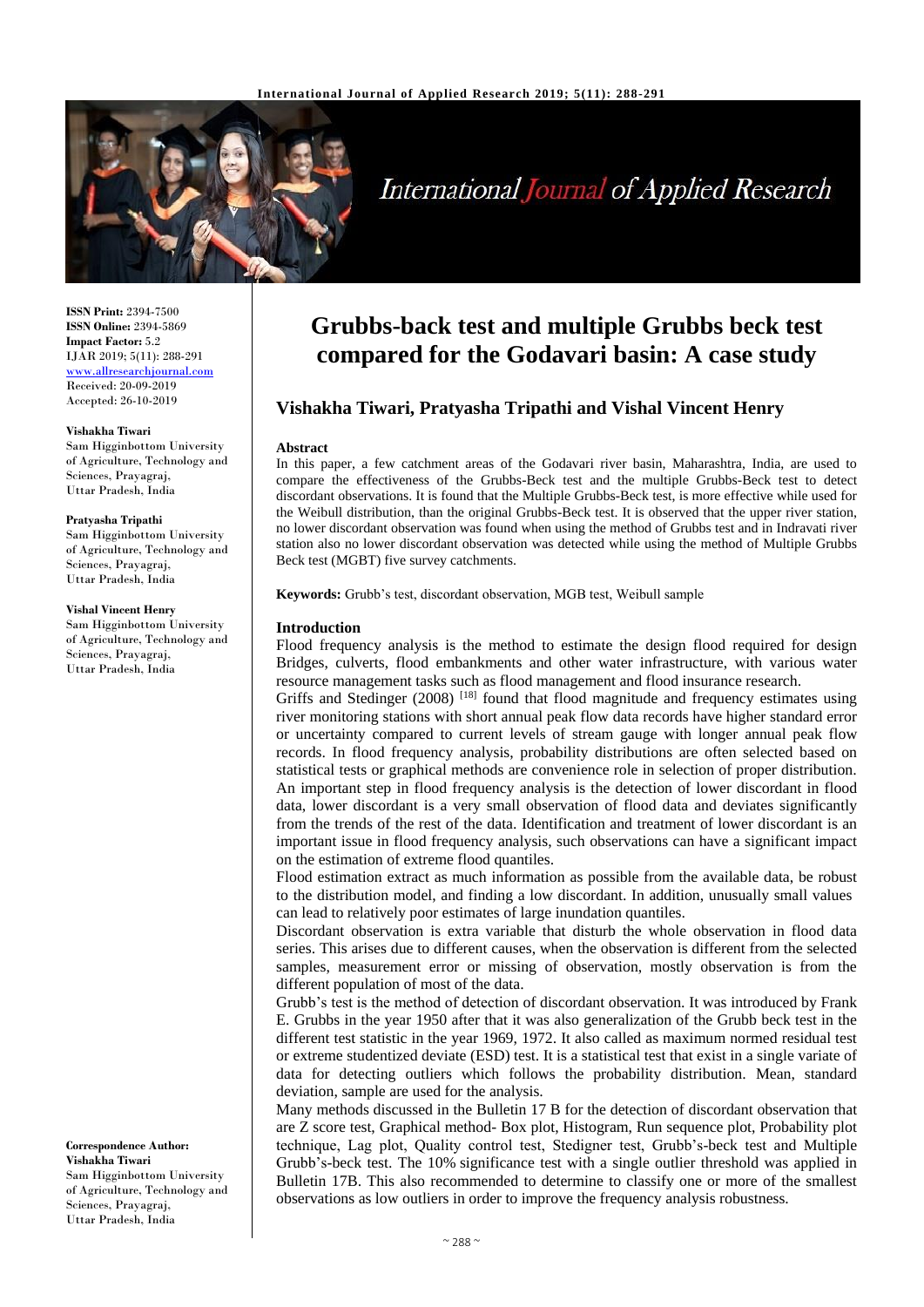# Grubbs-back test and multiple Grubbs beck test compared for the Godavari basin: A case study

**ISSN Print:** 2394-7500
**ISSN Online:** 2394-5869
**Impact Factor:** 5.2
IJAR 2019; 5(11): 288-291
www.allresearchjournal.com
Received: 20-09-2019
Accepted: 26-10-2019

**Vishakha Tiwari**
Sam Higginbottom University of Agriculture, Technology and Sciences, Prayagraj, Uttar Pradesh, India

**Pratyasha Tripathi**
Sam Higginbottom University of Agriculture, Technology and Sciences, Prayagraj, Uttar Pradesh, India

**Vishal Vincent Henry**
Sam Higginbottom University of Agriculture, Technology and Sciences, Prayagraj, Uttar Pradesh, India

**Correspondence Author:**
**Vishakha Tiwari**
Sam Higginbottom University of Agriculture, Technology and Sciences, Prayagraj, Uttar Pradesh, India

## Vishakha Tiwari, Pratyasha Tripathi and Vishal Vincent Henry

### Abstract

In this paper, a few catchment areas of the Godavari river basin, Maharashtra, India, are used to compare the effectiveness of the Grubbs-Beck test and the multiple Grubbs-Beck test to detect discordant observations. It is found that the Multiple Grubbs-Beck test, is more effective while used for the Weibull distribution, than the original Grubbs-Beck test. It is observed that the upper river station, no lower discordant observation was found when using the method of Grubbs test and in Indravati river station also no lower discordant observation was detected while using the method of Multiple Grubbs Beck test (MGBT) five survey catchments.

**Keywords:** Grubb's test, discordant observation, MGB test, Weibull sample

### Introduction

Flood frequency analysis is the method to estimate the design flood required for design Bridges, culverts, flood embankments and other water infrastructure, with various water resource management tasks such as flood management and flood insurance research.

Griffs and Stedinger (2008) [18] found that flood magnitude and frequency estimates using river monitoring stations with short annual peak flow data records have higher standard error or uncertainty compared to current levels of stream gauge with longer annual peak flow records. In flood frequency analysis, probability distributions are often selected based on statistical tests or graphical methods are convenience role in selection of proper distribution. An important step in flood frequency analysis is the detection of lower discordant in flood data, lower discordant is a very small observation of flood data and deviates significantly from the trends of the rest of the data. Identification and treatment of lower discordant is an important issue in flood frequency analysis, such observations can have a significant impact on the estimation of extreme flood quantiles.

Flood estimation extract as much information as possible from the available data, be robust to the distribution model, and finding a low discordant. In addition, unusually small values can lead to relatively poor estimates of large inundation quantiles.

Discordant observation is extra variable that disturb the whole observation in flood data series. This arises due to different causes, when the observation is different from the selected samples, measurement error or missing of observation, mostly observation is from the different population of most of the data.

Grubb's test is the method of detection of discordant observation. It was introduced by Frank E. Grubbs in the year 1950 after that it was also generalization of the Grubb beck test in the different test statistic in the year 1969, 1972. It also called as maximum normed residual test or extreme studentized deviate (ESD) test. It is a statistical test that exist in a single variate of data for detecting outliers which follows the probability distribution. Mean, standard deviation, sample are used for the analysis.

Many methods discussed in the Bulletin 17 B for the detection of discordant observation that are Z score test, Graphical method- Box plot, Histogram, Run sequence plot, Probability plot technique, Lag plot, Quality control test, Stedigner test, Grubb's-beck test and Multiple Grubb's-beck test. The 10% significance test with a single outlier threshold was applied in Bulletin 17B. This also recommended to determine to classify one or more of the smallest observations as low outliers in order to improve the frequency analysis robustness.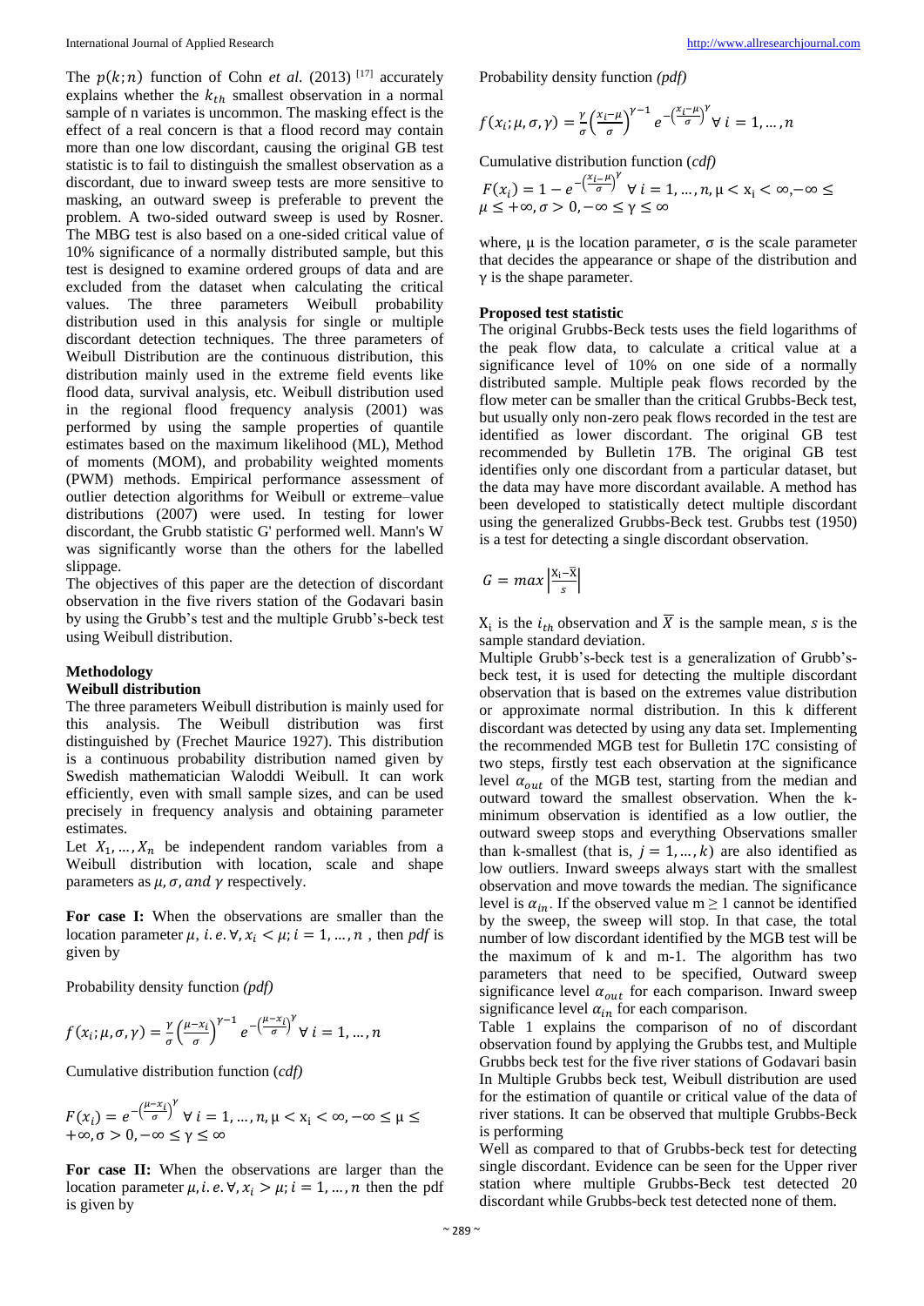The $p(k;n)$ function of Cohn *et al.* (2013) [17] accurately explains whether the $k_{th}$ smallest observation in a normal sample of n variates is uncommon. The masking effect is the effect of a real concern is that a flood record may contain more than one low discordant, causing the original GB test statistic is to fail to distinguish the smallest observation as a discordant, due to inward sweep tests are more sensitive to masking, an outward sweep is preferable to prevent the problem. A two-sided outward sweep is used by Rosner. The MBG test is also based on a one-sided critical value of 10% significance of a normally distributed sample, but this test is designed to examine ordered groups of data and are excluded from the dataset when calculating the critical values. The three parameters Weibull probability distribution used in this analysis for single or multiple discordant detection techniques. The three parameters of Weibull Distribution are the continuous distribution, this distribution mainly used in the extreme field events like flood data, survival analysis, etc. Weibull distribution used in the regional flood frequency analysis (2001) was performed by using the sample properties of quantile estimates based on the maximum likelihood (ML), Method of moments (MOM), and probability weighted moments (PWM) methods. Empirical performance assessment of outlier detection algorithms for Weibull or extreme–value distributions (2007) were used. In testing for lower discordant, the Grubb statistic G' performed well. Mann's W was significantly worse than the others for the labelled slippage.

The objectives of this paper are the detection of discordant observation in the five rivers station of the Godavari basin by using the Grubb's test and the multiple Grubb's-beck test using Weibull distribution.

## Methodology

### Weibull distribution

The three parameters Weibull distribution is mainly used for this analysis. The Weibull distribution was first distinguished by (Frechet Maurice 1927). This distribution is a continuous probability distribution named given by Swedish mathematician Waloddi Weibull. It can work efficiently, even with small sample sizes, and can be used precisely in frequency analysis and obtaining parameter estimates.

Let $X_1, \ldots, X_n$ be independent random variables from a Weibull distribution with location, scale and shape parameters as $\mu, \sigma, and\ \gamma$ respectively.

**For case I:** When the observations are smaller than the location parameter $\mu$, $i.e. \forall, x_i < \mu; i = 1, \ldots, n$ , then *pdf* is given by

Probability density function *(pdf)*

$$f(x_i;\mu,\sigma,\gamma) = \frac{\gamma}{\sigma}\left(\frac{\mu - x_i}{\sigma}\right)^{\gamma-1} e^{-\left(\frac{\mu - x_i}{\sigma}\right)^{\gamma}} \forall\ i = 1, \ldots, n$$

Cumulative distribution function (*cdf*)

$$F(x_i) = e^{-\left(\frac{\mu - x_i}{\sigma}\right)^{\gamma}} \forall\ i = 1, \ldots, n, \mu < \mathrm{x_i} < \infty, -\infty \le \mu \le +\infty, \sigma > 0, -\infty \le \gamma \le \infty$$

**For case II:** When the observations are larger than the location parameter $\mu, i.e. \forall, x_i > \mu; i = 1, \ldots, n$ then the pdf is given by

Probability density function *(pdf)*

$$f(x_i;\mu,\sigma,\gamma) = \frac{\gamma}{\sigma}\left(\frac{x_i - \mu}{\sigma}\right)^{\gamma-1} e^{-\left(\frac{x_i - \mu}{\sigma}\right)^{\gamma}} \forall\ i = 1, \ldots, n$$

Cumulative distribution function (*cdf*)

$$F(x_i) = 1 - e^{-\left(\frac{x_i - \mu}{\sigma}\right)^{\gamma}} \forall\ i = 1, \ldots, n, \mu < \mathrm{x_i} < \infty, -\infty \le \mu \le +\infty, \sigma > 0, -\infty \le \gamma \le \infty$$

where, μ is the location parameter, σ is the scale parameter that decides the appearance or shape of the distribution and γ is the shape parameter.

### Proposed test statistic

The original Grubbs-Beck tests uses the field logarithms of the peak flow data, to calculate a critical value at a significance level of 10% on one side of a normally distributed sample. Multiple peak flows recorded by the flow meter can be smaller than the critical Grubbs-Beck test, but usually only non-zero peak flows recorded in the test are identified as lower discordant. The original GB test recommended by Bulletin 17B. The original GB test identifies only one discordant from a particular dataset, but the data may have more discordant available. A method has been developed to statistically detect multiple discordant using the generalized Grubbs-Beck test. Grubbs test (1950) is a test for detecting a single discordant observation.

$$G = max\left|\frac{\mathrm{X_i} - \bar{\mathrm{X}}}{s}\right|$$

$\mathrm{X_i}$ is the $i_{th}$ observation and $\bar{X}$ is the sample mean, *s* is the sample standard deviation.

Multiple Grubb's-beck test is a generalization of Grubb's-beck test, it is used for detecting the multiple discordant observation that is based on the extremes value distribution or approximate normal distribution. In this k different discordant was detected by using any data set. Implementing the recommended MGB test for Bulletin 17C consisting of two steps, firstly test each observation at the significance level $\alpha_{out}$ of the MGB test, starting from the median and outward toward the smallest observation. When the k-minimum observation is identified as a low outlier, the outward sweep stops and everything Observations smaller than k-smallest (that is, $j = 1, \ldots, k$) are also identified as low outliers. Inward sweeps always start with the smallest observation and move towards the median. The significance level is $\alpha_{in}$. If the observed value m ≥ 1 cannot be identified by the sweep, the sweep will stop. In that case, the total number of low discordant identified by the MGB test will be the maximum of k and m-1. The algorithm has two parameters that need to be specified, Outward sweep significance level $\alpha_{out}$ for each comparison. Inward sweep significance level $\alpha_{in}$ for each comparison.

Table 1 explains the comparison of no of discordant observation found by applying the Grubbs test, and Multiple Grubbs beck test for the five river stations of Godavari basin In Multiple Grubbs beck test, Weibull distribution are used for the estimation of quantile or critical value of the data of river stations. It can be observed that multiple Grubbs-Beck is performing

Well as compared to that of Grubbs-beck test for detecting single discordant. Evidence can be seen for the Upper river station where multiple Grubbs-Beck test detected 20 discordant while Grubbs-beck test detected none of them.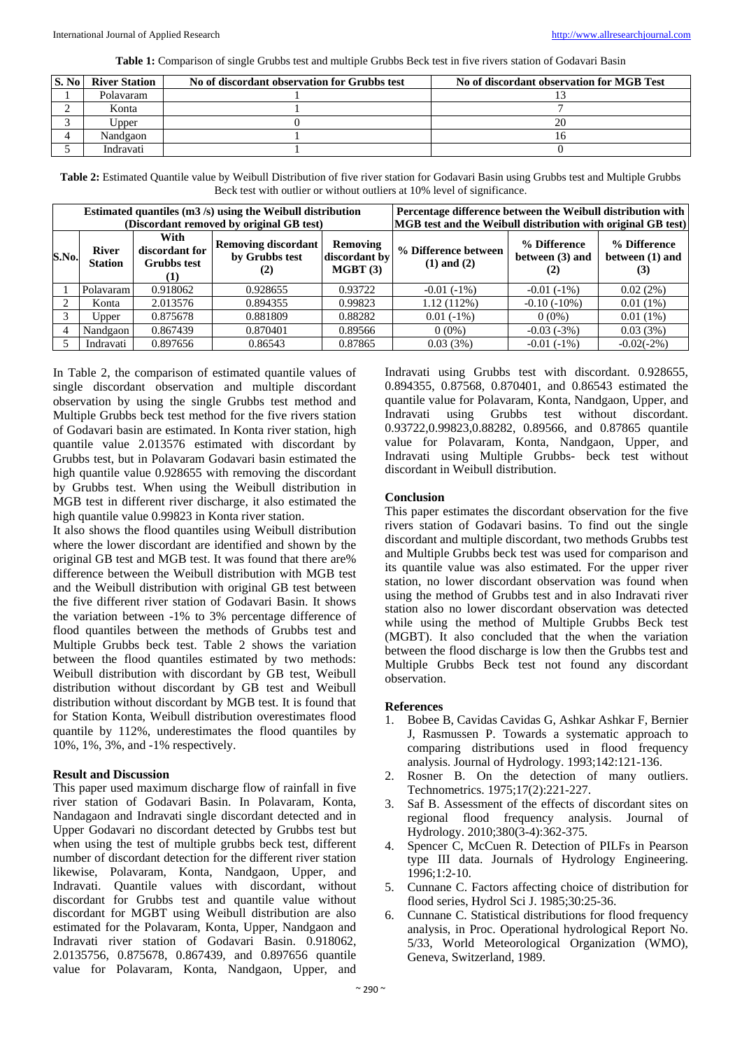**Table 1:** Comparison of single Grubbs test and multiple Grubbs Beck test in five rivers station of Godavari Basin

| S. No | River Station | No of discordant observation for Grubbs test | No of discordant observation for MGB Test |
|---|---|---|---|
| 1 | Polavaram | 1 | 13 |
| 2 | Konta | 1 | 7 |
| 3 | Upper | 0 | 20 |
| 4 | Nandgaon | 1 | 16 |
| 5 | Indravati | 1 | 0 |

**Table 2:** Estimated Quantile value by Weibull Distribution of five river station for Godavari Basin using Grubbs test and Multiple Grubbs Beck test with outlier or without outliers at 10% level of significance.

| Estimated quantiles (m3 /s) using the Weibull distribution (Discordant removed by original GB test) | | | | | Percentage difference between the Weibull distribution with MGB test and the Weibull distribution with original GB test) | | |
|---|---|---|---|---|---|---|---|
| S.No. | River Station | With discordant for Grubbs test (1) | Removing discordant by Grubbs test (2) | Removing discordant by MGBT (3) | % Difference between (1) and (2) | % Difference between (3) and (2) | % Difference between (1) and (3) |
| 1 | Polavaram | 0.918062 | 0.928655 | 0.93722 | -0.01 (-1%) | -0.01 (-1%) | 0.02 (2%) |
| 2 | Konta | 2.013576 | 0.894355 | 0.99823 | 1.12 (112%) | -0.10 (-10%) | 0.01 (1%) |
| 3 | Upper | 0.875678 | 0.881809 | 0.88282 | 0.01 (-1%) | 0 (0%) | 0.01 (1%) |
| 4 | Nandgaon | 0.867439 | 0.870401 | 0.89566 | 0 (0%) | -0.03 (-3%) | 0.03 (3%) |
| 5 | Indravati | 0.897656 | 0.86543 | 0.87865 | 0.03 (3%) | -0.01 (-1%) | -0.02(-2%) |

In Table 2, the comparison of estimated quantile values of single discordant observation and multiple discordant observation by using the single Grubbs test method and Multiple Grubbs beck test method for the five rivers station of Godavari basin are estimated. In Konta river station, high quantile value 2.013576 estimated with discordant by Grubbs test, but in Polavaram Godavari basin estimated the high quantile value 0.928655 with removing the discordant by Grubbs test. When using the Weibull distribution in MGB test in different river discharge, it also estimated the high quantile value 0.99823 in Konta river station.

It also shows the flood quantiles using Weibull distribution where the lower discordant are identified and shown by the original GB test and MGB test. It was found that there are% difference between the Weibull distribution with MGB test and the Weibull distribution with original GB test between the five different river station of Godavari Basin. It shows the variation between -1% to 3% percentage difference of flood quantiles between the methods of Grubbs test and Multiple Grubbs beck test. Table 2 shows the variation between the flood quantiles estimated by two methods: Weibull distribution with discordant by GB test, Weibull distribution without discordant by GB test and Weibull distribution without discordant by MGB test. It is found that for Station Konta, Weibull distribution overestimates flood quantile by 112%, underestimates the flood quantiles by 10%, 1%, 3%, and -1% respectively.

## Result and Discussion

This paper used maximum discharge flow of rainfall in five river station of Godavari Basin. In Polavaram, Konta, Nandagaon and Indravati single discordant detected and in Upper Godavari no discordant detected by Grubbs test but when using the test of multiple grubbs beck test, different number of discordant detection for the different river station likewise, Polavaram, Konta, Nandgaon, Upper, and Indravati. Quantile values with discordant, without discordant for Grubbs test and quantile value without discordant for MGBT using Weibull distribution are also estimated for the Polavaram, Konta, Upper, Nandgaon and Indravati river station of Godavari Basin. 0.918062, 2.0135756, 0.875678, 0.867439, and 0.897656 quantile value for Polavaram, Konta, Nandgaon, Upper, and Indravati using Grubbs test with discordant. 0.928655, 0.894355, 0.87568, 0.870401, and 0.86543 estimated the quantile value for Polavaram, Konta, Nandgaon, Upper, and Indravati using Grubbs test without discordant. 0.93722,0.99823,0.88282, 0.89566, and 0.87865 quantile value for Polavaram, Konta, Nandgaon, Upper, and Indravati using Multiple Grubbs- beck test without discordant in Weibull distribution.

## Conclusion

This paper estimates the discordant observation for the five rivers station of Godavari basins. To find out the single discordant and multiple discordant, two methods Grubbs test and Multiple Grubbs beck test was used for comparison and its quantile value was also estimated. For the upper river station, no lower discordant observation was found when using the method of Grubbs test and in also Indravati river station also no lower discordant observation was detected while using the method of Multiple Grubbs Beck test (MGBT). It also concluded that the when the variation between the flood discharge is low then the Grubbs test and Multiple Grubbs Beck test not found any discordant observation.

## References

1. Bobee B, Cavidas Cavidas G, Ashkar Ashkar F, Bernier J, Rasmussen P. Towards a systematic approach to comparing distributions used in flood frequency analysis. Journal of Hydrology. 1993;142:121-136.
2. Rosner B. On the detection of many outliers. Technometrics. 1975;17(2):221-227.
3. Saf B. Assessment of the effects of discordant sites on regional flood frequency analysis. Journal of Hydrology. 2010;380(3-4):362-375.
4. Spencer C, McCuen R. Detection of PILFs in Pearson type III data. Journals of Hydrology Engineering. 1996;1:2-10.
5. Cunnane C. Factors affecting choice of distribution for flood series, Hydrol Sci J. 1985;30:25-36.
6. Cunnane C. Statistical distributions for flood frequency analysis, in Proc. Operational hydrological Report No. 5/33, World Meteorological Organization (WMO), Geneva, Switzerland, 1989.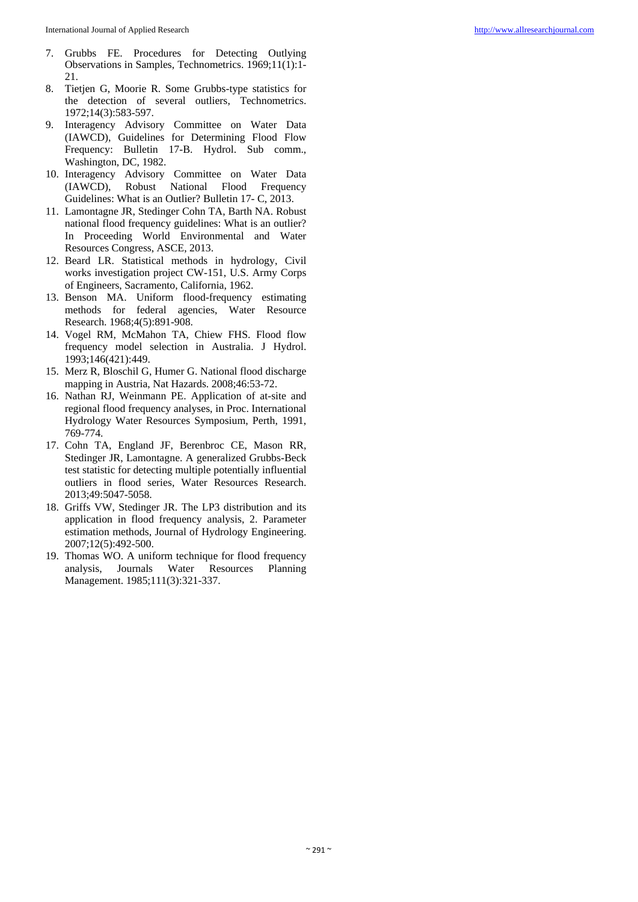7. Grubbs FE. Procedures for Detecting Outlying Observations in Samples, Technometrics. 1969;11(1):1-21.
8. Tietjen G, Moorie R. Some Grubbs-type statistics for the detection of several outliers, Technometrics. 1972;14(3):583-597.
9. Interagency Advisory Committee on Water Data (IAWCD), Guidelines for Determining Flood Flow Frequency: Bulletin 17-B. Hydrol. Sub comm., Washington, DC, 1982.
10. Interagency Advisory Committee on Water Data (IAWCD), Robust National Flood Frequency Guidelines: What is an Outlier? Bulletin 17- C, 2013.
11. Lamontagne JR, Stedinger Cohn TA, Barth NA. Robust national flood frequency guidelines: What is an outlier? In Proceeding World Environmental and Water Resources Congress, ASCE, 2013.
12. Beard LR. Statistical methods in hydrology, Civil works investigation project CW-151, U.S. Army Corps of Engineers, Sacramento, California, 1962.
13. Benson MA. Uniform flood-frequency estimating methods for federal agencies, Water Resource Research. 1968;4(5):891-908.
14. Vogel RM, McMahon TA, Chiew FHS. Flood flow frequency model selection in Australia. J Hydrol. 1993;146(421):449.
15. Merz R, Bloschil G, Humer G. National flood discharge mapping in Austria, Nat Hazards. 2008;46:53-72.
16. Nathan RJ, Weinmann PE. Application of at-site and regional flood frequency analyses, in Proc. International Hydrology Water Resources Symposium, Perth, 1991, 769-774.
17. Cohn TA, England JF, Berenbroc CE, Mason RR, Stedinger JR, Lamontagne. A generalized Grubbs-Beck test statistic for detecting multiple potentially influential outliers in flood series, Water Resources Research. 2013;49:5047-5058.
18. Griffs VW, Stedinger JR. The LP3 distribution and its application in flood frequency analysis, 2. Parameter estimation methods, Journal of Hydrology Engineering. 2007;12(5):492-500.
19. Thomas WO. A uniform technique for flood frequency analysis, Journals Water Resources Planning Management. 1985;111(3):321-337.